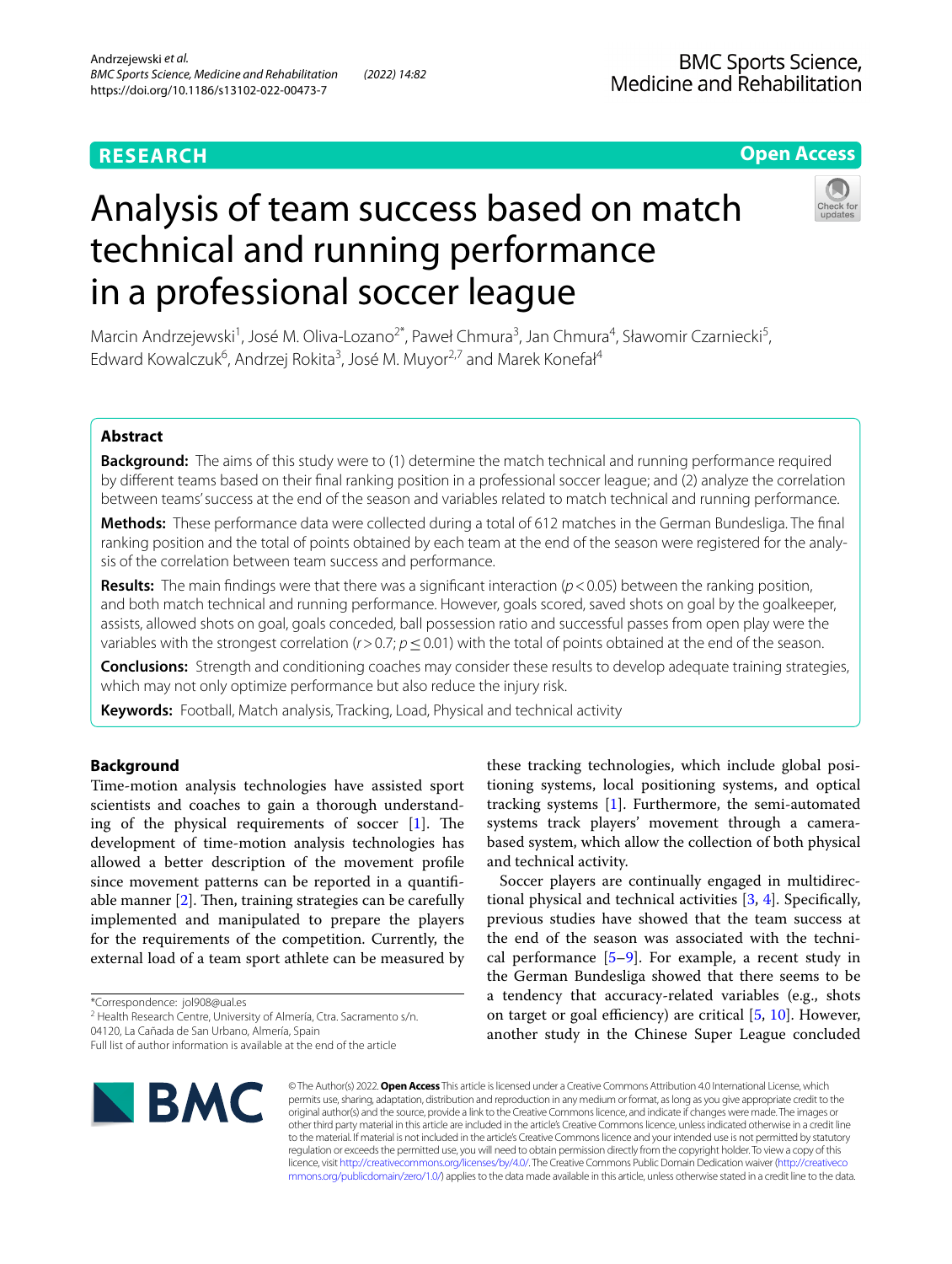RESEARCH

Open Access

# Analysis of team success based on match technical and running performance in a professional soccer league

Marcin Andrzejewski[1], José M. Oliva‑Lozano[2*], Paweł Chmura[3], Jan Chmura[4], Sławomir Czarniecki[5], Edward Kowalczuk[6], Andrzej Rokita[3], José M. Muyor[2,7] and Marek Konefał[4]

## Abstract

**Background:** The aims of this study were to (1) determine the match technical and running performance required by different teams based on their final ranking position in a professional soccer league; and (2) analyze the correlation between teams' success at the end of the season and variables related to match technical and running performance.

**Methods:** These performance data were collected during a total of 612 matches in the German Bundesliga. The final ranking position and the total of points obtained by each team at the end of the season were registered for the analysis of the correlation between team success and performance.

**Results:** The main findings were that there was a significant interaction ($p < 0.05$) between the ranking position, and both match technical and running performance. However, goals scored, saved shots on goal by the goalkeeper, assists, allowed shots on goal, goals conceded, ball possession ratio and successful passes from open play were the variables with the strongest correlation ($r > 0.7$; $p \leq 0.01$) with the total of points obtained at the end of the season.

**Conclusions:** Strength and conditioning coaches may consider these results to develop adequate training strategies, which may not only optimize performance but also reduce the injury risk.

**Keywords:** Football, Match analysis, Tracking, Load, Physical and technical activity

## Background

Time-motion analysis technologies have assisted sport scientists and coaches to gain a thorough understanding of the physical requirements of soccer [1]. The development of time-motion analysis technologies has allowed a better description of the movement profile since movement patterns can be reported in a quantifiable manner [2]. Then, training strategies can be carefully implemented and manipulated to prepare the players for the requirements of the competition. Currently, the external load of a team sport athlete can be measured by these tracking technologies, which include global positioning systems, local positioning systems, and optical tracking systems [1]. Furthermore, the semi-automated systems track players' movement through a camera-based system, which allow the collection of both physical and technical activity.

Soccer players are continually engaged in multidirectional physical and technical activities [3, 4]. Specifically, previous studies have showed that the team success at the end of the season was associated with the technical performance [5–9]. For example, a recent study in the German Bundesliga showed that there seems to be a tendency that accuracy-related variables (e.g., shots on target or goal efficiency) are critical [5, 10]. However, another study in the Chinese Super League concluded

*Correspondence: jol908@ual.es

[2] Health Research Centre, University of Almería, Ctra. Sacramento s/n. 04120, La Cañada de San Urbano, Almería, Spain

Full list of author information is available at the end of the article

© The Author(s) 2022. **Open Access** This article is licensed under a Creative Commons Attribution 4.0 International License, which permits use, sharing, adaptation, distribution and reproduction in any medium or format, as long as you give appropriate credit to the original author(s) and the source, provide a link to the Creative Commons licence, and indicate if changes were made. The images or other third party material in this article are included in the article's Creative Commons licence, unless indicated otherwise in a credit line to the material. If material is not included in the article's Creative Commons licence and your intended use is not permitted by statutory regulation or exceeds the permitted use, you will need to obtain permission directly from the copyright holder. To view a copy of this licence, visit http://creativecommons.org/licenses/by/4.0/. The Creative Commons Public Domain Dedication waiver (http://creativecommons.org/publicdomain/zero/1.0/) applies to the data made available in this article, unless otherwise stated in a credit line to the data.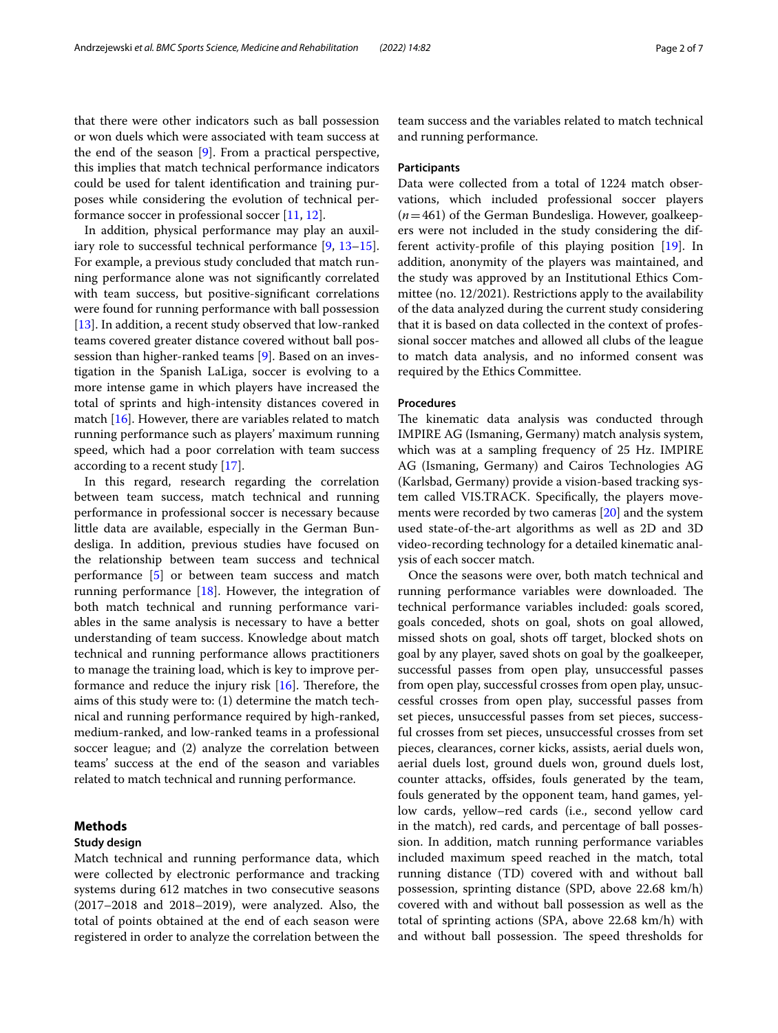that there were other indicators such as ball possession or won duels which were associated with team success at the end of the season [9]. From a practical perspective, this implies that match technical performance indicators could be used for talent identification and training purposes while considering the evolution of technical performance soccer in professional soccer [11, 12].

In addition, physical performance may play an auxiliary role to successful technical performance [9, 13–15]. For example, a previous study concluded that match running performance alone was not significantly correlated with team success, but positive-significant correlations were found for running performance with ball possession [13]. In addition, a recent study observed that low-ranked teams covered greater distance covered without ball possession than higher-ranked teams [9]. Based on an investigation in the Spanish LaLiga, soccer is evolving to a more intense game in which players have increased the total of sprints and high-intensity distances covered in match [16]. However, there are variables related to match running performance such as players' maximum running speed, which had a poor correlation with team success according to a recent study [17].

In this regard, research regarding the correlation between team success, match technical and running performance in professional soccer is necessary because little data are available, especially in the German Bundesliga. In addition, previous studies have focused on the relationship between team success and technical performance [5] or between team success and match running performance [18]. However, the integration of both match technical and running performance variables in the same analysis is necessary to have a better understanding of team success. Knowledge about match technical and running performance allows practitioners to manage the training load, which is key to improve performance and reduce the injury risk [16]. Therefore, the aims of this study were to: (1) determine the match technical and running performance required by high-ranked, medium-ranked, and low-ranked teams in a professional soccer league; and (2) analyze the correlation between teams' success at the end of the season and variables related to match technical and running performance.

## Methods

### Study design

Match technical and running performance data, which were collected by electronic performance and tracking systems during 612 matches in two consecutive seasons (2017–2018 and 2018–2019), were analyzed. Also, the total of points obtained at the end of each season were registered in order to analyze the correlation between the team success and the variables related to match technical and running performance.

### Participants

Data were collected from a total of 1224 match observations, which included professional soccer players ($n = 461$) of the German Bundesliga. However, goalkeepers were not included in the study considering the different activity-profile of this playing position [19]. In addition, anonymity of the players was maintained, and the study was approved by an Institutional Ethics Committee (no. 12/2021). Restrictions apply to the availability of the data analyzed during the current study considering that it is based on data collected in the context of professional soccer matches and allowed all clubs of the league to match data analysis, and no informed consent was required by the Ethics Committee.

### Procedures

The kinematic data analysis was conducted through IMPIRE AG (Ismaning, Germany) match analysis system, which was at a sampling frequency of 25 Hz. IMPIRE AG (Ismaning, Germany) and Cairos Technologies AG (Karlsbad, Germany) provide a vision-based tracking system called VIS.TRACK. Specifically, the players movements were recorded by two cameras [20] and the system used state-of-the-art algorithms as well as 2D and 3D video-recording technology for a detailed kinematic analysis of each soccer match.

Once the seasons were over, both match technical and running performance variables were downloaded. The technical performance variables included: goals scored, goals conceded, shots on goal, shots on goal allowed, missed shots on goal, shots off target, blocked shots on goal by any player, saved shots on goal by the goalkeeper, successful passes from open play, unsuccessful passes from open play, successful crosses from open play, unsuccessful crosses from open play, successful passes from set pieces, unsuccessful passes from set pieces, successful crosses from set pieces, unsuccessful crosses from set pieces, clearances, corner kicks, assists, aerial duels won, aerial duels lost, ground duels won, ground duels lost, counter attacks, offsides, fouls generated by the team, fouls generated by the opponent team, hand games, yellow cards, yellow–red cards (i.e., second yellow card in the match), red cards, and percentage of ball possession. In addition, match running performance variables included maximum speed reached in the match, total running distance (TD) covered with and without ball possession, sprinting distance (SPD, above 22.68 km/h) covered with and without ball possession as well as the total of sprinting actions (SPA, above 22.68 km/h) with and without ball possession. The speed thresholds for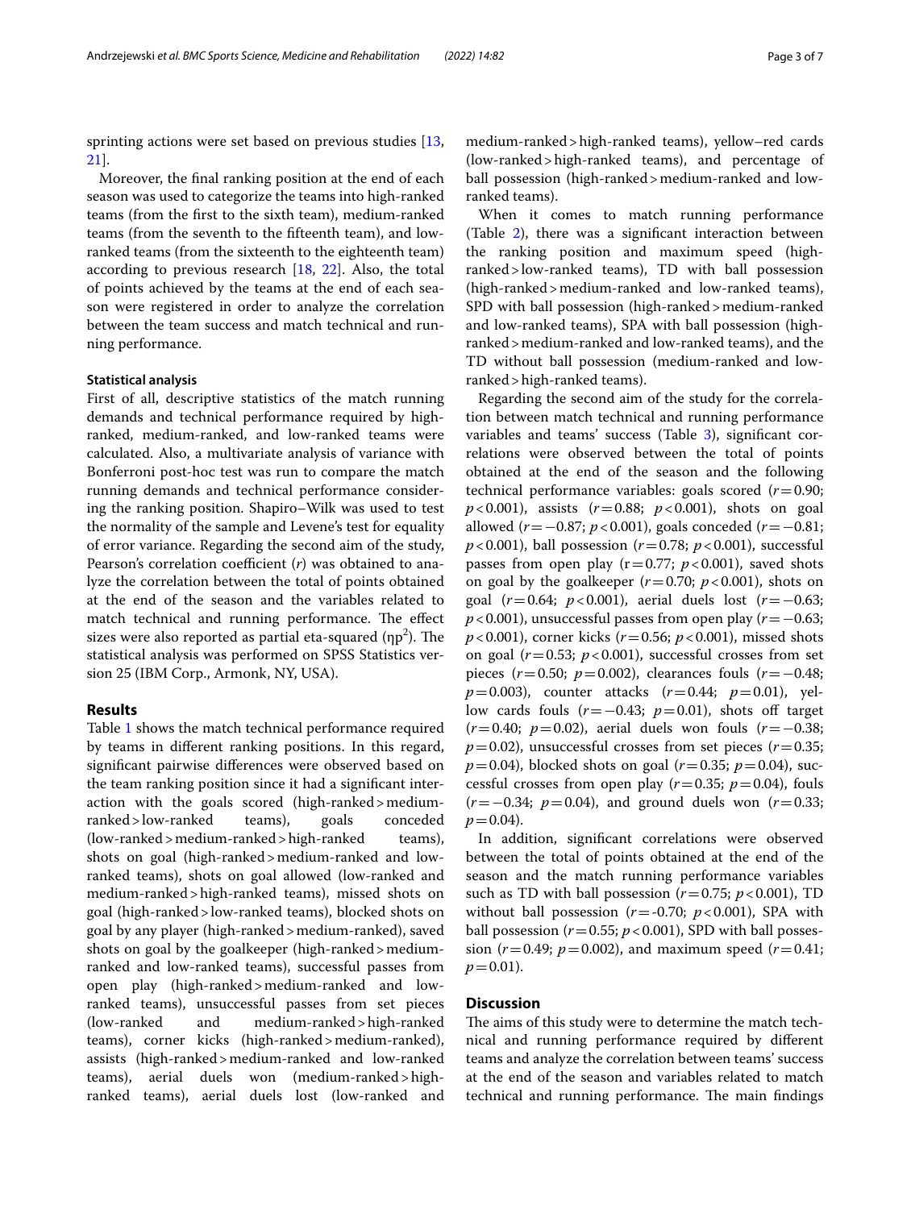sprinting actions were set based on previous studies [13, 21].

Moreover, the final ranking position at the end of each season was used to categorize the teams into high-ranked teams (from the first to the sixth team), medium-ranked teams (from the seventh to the fifteenth team), and low-ranked teams (from the sixteenth to the eighteenth team) according to previous research [18, 22]. Also, the total of points achieved by the teams at the end of each season were registered in order to analyze the correlation between the team success and match technical and running performance.

#### Statistical analysis

First of all, descriptive statistics of the match running demands and technical performance required by high-ranked, medium-ranked, and low-ranked teams were calculated. Also, a multivariate analysis of variance with Bonferroni post-hoc test was run to compare the match running demands and technical performance considering the ranking position. Shapiro–Wilk was used to test the normality of the sample and Levene's test for equality of error variance. Regarding the second aim of the study, Pearson's correlation coefficient (*r*) was obtained to analyze the correlation between the total of points obtained at the end of the season and the variables related to match technical and running performance. The effect sizes were also reported as partial eta-squared ($\eta p^2$). The statistical analysis was performed on SPSS Statistics version 25 (IBM Corp., Armonk, NY, USA).

## Results

Table 1 shows the match technical performance required by teams in different ranking positions. In this regard, significant pairwise differences were observed based on the team ranking position since it had a significant interaction with the goals scored (high-ranked > medium-ranked > low-ranked teams), goals conceded (low-ranked > medium-ranked > high-ranked teams), shots on goal (high-ranked > medium-ranked and low-ranked teams), shots on goal allowed (low-ranked and medium-ranked > high-ranked teams), missed shots on goal (high-ranked > low-ranked teams), blocked shots on goal by any player (high-ranked > medium-ranked), saved shots on goal by the goalkeeper (high-ranked > medium-ranked and low-ranked teams), successful passes from open play (high-ranked > medium-ranked and low-ranked teams), unsuccessful passes from set pieces (low-ranked and medium-ranked > high-ranked teams), corner kicks (high-ranked > medium-ranked), assists (high-ranked > medium-ranked and low-ranked teams), aerial duels won (medium-ranked > high-ranked teams), aerial duels lost (low-ranked and medium-ranked > high-ranked teams), yellow–red cards (low-ranked > high-ranked teams), and percentage of ball possession (high-ranked > medium-ranked and low-ranked teams).

When it comes to match running performance (Table 2), there was a significant interaction between the ranking position and maximum speed (high-ranked > low-ranked teams), TD with ball possession (high-ranked > medium-ranked and low-ranked teams), SPD with ball possession (high-ranked > medium-ranked and low-ranked teams), SPA with ball possession (high-ranked > medium-ranked and low-ranked teams), and the TD without ball possession (medium-ranked and low-ranked > high-ranked teams).

Regarding the second aim of the study for the correlation between match technical and running performance variables and teams' success (Table 3), significant correlations were observed between the total of points obtained at the end of the season and the following technical performance variables: goals scored ($r = 0.90$; $p < 0.001$), assists ($r = 0.88$; $p < 0.001$), shots on goal allowed ($r = -0.87$; $p < 0.001$), goals conceded ($r = -0.81$; $p < 0.001$), ball possession ($r = 0.78$; $p < 0.001$), successful passes from open play ($r = 0.77$; $p < 0.001$), saved shots on goal by the goalkeeper ($r = 0.70$; $p < 0.001$), shots on goal ($r = 0.64$; $p < 0.001$), aerial duels lost ($r = -0.63$; $p < 0.001$), unsuccessful passes from open play ($r = -0.63$; $p < 0.001$), corner kicks ($r = 0.56$; $p < 0.001$), missed shots on goal ($r = 0.53$; $p < 0.001$), successful crosses from set pieces ($r = 0.50$; $p = 0.002$), clearances fouls ($r = -0.48$; $p = 0.003$), counter attacks ($r = 0.44$; $p = 0.01$), yellow cards fouls ($r = -0.43$; $p = 0.01$), shots off target ($r = 0.40$; $p = 0.02$), aerial duels won fouls ($r = -0.38$; $p = 0.02$), unsuccessful crosses from set pieces ($r = 0.35$; $p = 0.04$), blocked shots on goal ($r = 0.35$; $p = 0.04$), successful crosses from open play ($r = 0.35$; $p = 0.04$), fouls ($r = -0.34$; $p = 0.04$), and ground duels won ($r = 0.33$; $p = 0.04$).

In addition, significant correlations were observed between the total of points obtained at the end of the season and the match running performance variables such as TD with ball possession ($r = 0.75$; $p < 0.001$), TD without ball possession ($r = -0.70$; $p < 0.001$), SPA with ball possession ($r = 0.55$; $p < 0.001$), SPD with ball possession ($r = 0.49$; $p = 0.002$), and maximum speed ($r = 0.41$; $p = 0.01$).

## Discussion

The aims of this study were to determine the match technical and running performance required by different teams and analyze the correlation between teams' success at the end of the season and variables related to match technical and running performance. The main findings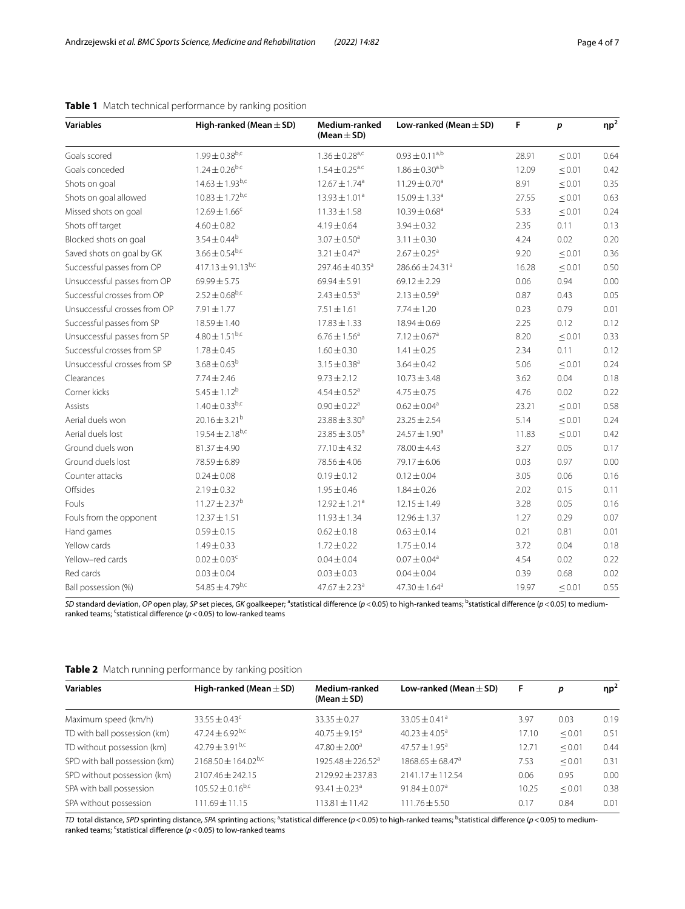**Table 1** Match technical performance by ranking position

| Variables | High-ranked (Mean ± SD) | Medium-ranked (Mean ± SD) | Low-ranked (Mean ± SD) | F | *p* | ηp² |
|---|---|---|---|---|---|---|
| Goals scored | 1.99 ± 0.38[b,c] | 1.36 ± 0.28[a,c] | 0.93 ± 0.11[a,b] | 28.91 | ≤ 0.01 | 0.64 |
| Goals conceded | 1.24 ± 0.26[b,c] | 1.54 ± 0.25[a,c] | 1.86 ± 0.30[a,b] | 12.09 | ≤ 0.01 | 0.42 |
| Shots on goal | 14.63 ± 1.93[b,c] | 12.67 ± 1.74[a] | 11.29 ± 0.70[a] | 8.91 | ≤ 0.01 | 0.35 |
| Shots on goal allowed | 10.83 ± 1.72[b,c] | 13.93 ± 1.01[a] | 15.09 ± 1.33[a] | 27.55 | ≤ 0.01 | 0.63 |
| Missed shots on goal | 12.69 ± 1.66[c] | 11.33 ± 1.58 | 10.39 ± 0.68[a] | 5.33 | ≤ 0.01 | 0.24 |
| Shots off target | 4.60 ± 0.82 | 4.19 ± 0.64 | 3.94 ± 0.32 | 2.35 | 0.11 | 0.13 |
| Blocked shots on goal | 3.54 ± 0.44[b] | 3.07 ± 0.50[a] | 3.11 ± 0.30 | 4.24 | 0.02 | 0.20 |
| Saved shots on goal by GK | 3.66 ± 0.54[b,c] | 3.21 ± 0.47[a] | 2.67 ± 0.25[a] | 9.20 | ≤ 0.01 | 0.36 |
| Successful passes from OP | 417.13 ± 91.13[b,c] | 297.46 ± 40.35[a] | 286.66 ± 24.31[a] | 16.28 | ≤ 0.01 | 0.50 |
| Unsuccessful passes from OP | 69.99 ± 5.75 | 69.94 ± 5.91 | 69.12 ± 2.29 | 0.06 | 0.94 | 0.00 |
| Successful crosses from OP | 2.52 ± 0.68[b,c] | 2.43 ± 0.53[a] | 2.13 ± 0.59[a] | 0.87 | 0.43 | 0.05 |
| Unsuccessful crosses from OP | 7.91 ± 1.77 | 7.51 ± 1.61 | 7.74 ± 1.20 | 0.23 | 0.79 | 0.01 |
| Successful passes from SP | 18.59 ± 1.40 | 17.83 ± 1.33 | 18.94 ± 0.69 | 2.25 | 0.12 | 0.12 |
| Unsuccessful passes from SP | 4.80 ± 1.51[b,c] | 6.76 ± 1.56[a] | 7.12 ± 0.67[a] | 8.20 | ≤ 0.01 | 0.33 |
| Successful crosses from SP | 1.78 ± 0.45 | 1.60 ± 0.30 | 1.41 ± 0.25 | 2.34 | 0.11 | 0.12 |
| Unsuccessful crosses from SP | 3.68 ± 0.63[b] | 3.15 ± 0.38[a] | 3.64 ± 0.42 | 5.06 | ≤ 0.01 | 0.24 |
| Clearances | 7.74 ± 2.46 | 9.73 ± 2.12 | 10.73 ± 3.48 | 3.62 | 0.04 | 0.18 |
| Corner kicks | 5.45 ± 1.12[b] | 4.54 ± 0.52[a] | 4.75 ± 0.75 | 4.76 | 0.02 | 0.22 |
| Assists | 1.40 ± 0.33[b,c] | 0.90 ± 0.22[a] | 0.62 ± 0.04[a] | 23.21 | ≤ 0.01 | 0.58 |
| Aerial duels won | 20.16 ± 3.21[b] | 23.88 ± 3.30[a] | 23.25 ± 2.54 | 5.14 | ≤ 0.01 | 0.24 |
| Aerial duels lost | 19.54 ± 2.18[b,c] | 23.85 ± 3.05[a] | 24.57 ± 1.90[a] | 11.83 | ≤ 0.01 | 0.42 |
| Ground duels won | 81.37 ± 4.90 | 77.10 ± 4.32 | 78.00 ± 4.43 | 3.27 | 0.05 | 0.17 |
| Ground duels lost | 78.59 ± 6.89 | 78.56 ± 4.06 | 79.17 ± 6.06 | 0.03 | 0.97 | 0.00 |
| Counter attacks | 0.24 ± 0.08 | 0.19 ± 0.12 | 0.12 ± 0.04 | 3.05 | 0.06 | 0.16 |
| Offsides | 2.19 ± 0.32 | 1.95 ± 0.46 | 1.84 ± 0.26 | 2.02 | 0.15 | 0.11 |
| Fouls | 11.27 ± 2.37[b] | 12.92 ± 1.21[a] | 12.15 ± 1.49 | 3.28 | 0.05 | 0.16 |
| Fouls from the opponent | 12.37 ± 1.51 | 11.93 ± 1.34 | 12.96 ± 1.37 | 1.27 | 0.29 | 0.07 |
| Hand games | 0.59 ± 0.15 | 0.62 ± 0.18 | 0.63 ± 0.14 | 0.21 | 0.81 | 0.01 |
| Yellow cards | 1.49 ± 0.33 | 1.72 ± 0.22 | 1.75 ± 0.14 | 3.72 | 0.04 | 0.18 |
| Yellow–red cards | 0.02 ± 0.03[c] | 0.04 ± 0.04 | 0.07 ± 0.04[a] | 4.54 | 0.02 | 0.22 |
| Red cards | 0.03 ± 0.04 | 0.03 ± 0.03 | 0.04 ± 0.04 | 0.39 | 0.68 | 0.02 |
| Ball possession (%) | 54.85 ± 4.79[b,c] | 47.67 ± 2.23[a] | 47.30 ± 1.64[a] | 19.97 | ≤ 0.01 | 0.55 |

*SD* standard deviation, *OP* open play, *SP* set pieces, *GK* goalkeeper; [a]statistical difference ($p < 0.05$) to high-ranked teams; [b]statistical difference ($p < 0.05$) to medium-ranked teams; [c]statistical difference ($p < 0.05$) to low-ranked teams

**Table 2** Match running performance by ranking position

| Variables | High-ranked (Mean ± SD) | Medium-ranked (Mean ± SD) | Low-ranked (Mean ± SD) | F | *p* | ηp² |
|---|---|---|---|---|---|---|
| Maximum speed (km/h) | 33.55 ± 0.43[c] | 33.35 ± 0.27 | 33.05 ± 0.41[a] | 3.97 | 0.03 | 0.19 |
| TD with ball possession (km) | 47.24 ± 6.92[b,c] | 40.75 ± 9.15[a] | 40.23 ± 4.05[a] | 17.10 | ≤ 0.01 | 0.51 |
| TD without possession (km) | 42.79 ± 3.91[b,c] | 47.80 ± 2.00[a] | 47.57 ± 1.95[a] | 12.71 | ≤ 0.01 | 0.44 |
| SPD with ball possession (km) | 2168.50 ± 164.02[b,c] | 1925.48 ± 226.52[a] | 1868.65 ± 68.47[a] | 7.53 | ≤ 0.01 | 0.31 |
| SPD without possession (km) | 2107.46 ± 242.15 | 2129.92 ± 237.83 | 2141.17 ± 112.54 | 0.06 | 0.95 | 0.00 |
| SPA with ball possession | 105.52 ± 0.16[b,c] | 93.41 ± 0.23[a] | 91.84 ± 0.07[a] | 10.25 | ≤ 0.01 | 0.38 |
| SPA without possession | 111.69 ± 11.15 | 113.81 ± 11.42 | 111.76 ± 5.50 | 0.17 | 0.84 | 0.01 |

*TD* total distance, *SPD* sprinting distance, *SPA* sprinting actions; [a]statistical difference ($p < 0.05$) to high-ranked teams; [b]statistical difference ($p < 0.05$) to medium-ranked teams; [c]statistical difference ($p < 0.05$) to low-ranked teams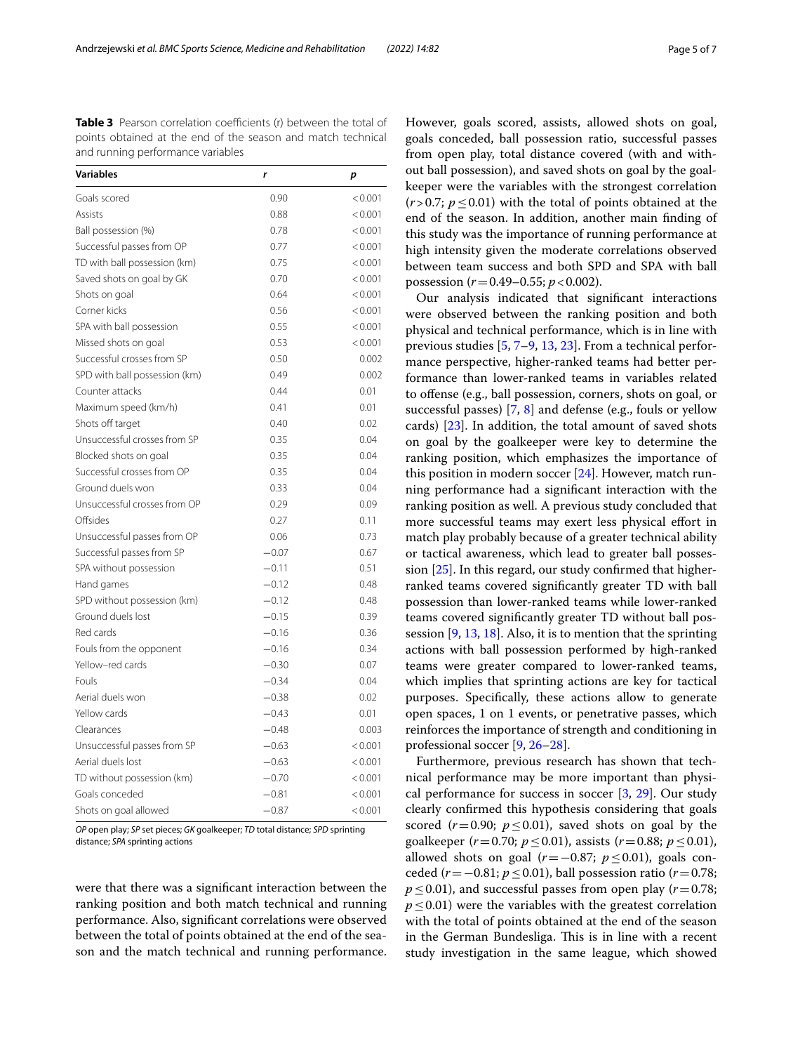**Table 3** Pearson correlation coefficients (r) between the total of points obtained at the end of the season and match technical and running performance variables

| Variables | *r* | *p* |
|---|---|---|
| Goals scored | 0.90 | < 0.001 |
| Assists | 0.88 | < 0.001 |
| Ball possession (%) | 0.78 | < 0.001 |
| Successful passes from OP | 0.77 | < 0.001 |
| TD with ball possession (km) | 0.75 | < 0.001 |
| Saved shots on goal by GK | 0.70 | < 0.001 |
| Shots on goal | 0.64 | < 0.001 |
| Corner kicks | 0.56 | < 0.001 |
| SPA with ball possession | 0.55 | < 0.001 |
| Missed shots on goal | 0.53 | < 0.001 |
| Successful crosses from SP | 0.50 | 0.002 |
| SPD with ball possession (km) | 0.49 | 0.002 |
| Counter attacks | 0.44 | 0.01 |
| Maximum speed (km/h) | 0.41 | 0.01 |
| Shots off target | 0.40 | 0.02 |
| Unsuccessful crosses from SP | 0.35 | 0.04 |
| Blocked shots on goal | 0.35 | 0.04 |
| Successful crosses from OP | 0.35 | 0.04 |
| Ground duels won | 0.33 | 0.04 |
| Unsuccessful crosses from OP | 0.29 | 0.09 |
| Offsides | 0.27 | 0.11 |
| Unsuccessful passes from OP | 0.06 | 0.73 |
| Successful passes from SP | −0.07 | 0.67 |
| SPA without possession | −0.11 | 0.51 |
| Hand games | −0.12 | 0.48 |
| SPD without possession (km) | −0.12 | 0.48 |
| Ground duels lost | −0.15 | 0.39 |
| Red cards | −0.16 | 0.36 |
| Fouls from the opponent | −0.16 | 0.34 |
| Yellow–red cards | −0.30 | 0.07 |
| Fouls | −0.34 | 0.04 |
| Aerial duels won | −0.38 | 0.02 |
| Yellow cards | −0.43 | 0.01 |
| Clearances | −0.48 | 0.003 |
| Unsuccessful passes from SP | −0.63 | < 0.001 |
| Aerial duels lost | −0.63 | < 0.001 |
| TD without possession (km) | −0.70 | < 0.001 |
| Goals conceded | −0.81 | < 0.001 |
| Shots on goal allowed | −0.87 | < 0.001 |

*OP* open play; *SP* set pieces; *GK* goalkeeper; *TD* total distance; *SPD* sprinting distance; *SPA* sprinting actions

were that there was a significant interaction between the ranking position and both match technical and running performance. Also, significant correlations were observed between the total of points obtained at the end of the season and the match technical and running performance. However, goals scored, assists, allowed shots on goal, goals conceded, ball possession ratio, successful passes from open play, total distance covered (with and without ball possession), and saved shots on goal by the goalkeeper were the variables with the strongest correlation ($r > 0.7$; $p \leq 0.01$) with the total of points obtained at the end of the season. In addition, another main finding of this study was the importance of running performance at high intensity given the moderate correlations observed between team success and both SPD and SPA with ball possession ($r = 0.49$–$0.55$; $p < 0.002$).

Our analysis indicated that significant interactions were observed between the ranking position and both physical and technical performance, which is in line with previous studies [5, 7–9, 13, 23]. From a technical performance perspective, higher-ranked teams had better performance than lower-ranked teams in variables related to offense (e.g., ball possession, corners, shots on goal, or successful passes) [7, 8] and defense (e.g., fouls or yellow cards) [23]. In addition, the total amount of saved shots on goal by the goalkeeper were key to determine the ranking position, which emphasizes the importance of this position in modern soccer [24]. However, match running performance had a significant interaction with the ranking position as well. A previous study concluded that more successful teams may exert less physical effort in match play probably because of a greater technical ability or tactical awareness, which lead to greater ball possession [25]. In this regard, our study confirmed that higher-ranked teams covered significantly greater TD with ball possession than lower-ranked teams while lower-ranked teams covered significantly greater TD without ball possession [9, 13, 18]. Also, it is to mention that the sprinting actions with ball possession performed by high-ranked teams were greater compared to lower-ranked teams, which implies that sprinting actions are key for tactical purposes. Specifically, these actions allow to generate open spaces, 1 on 1 events, or penetrative passes, which reinforces the importance of strength and conditioning in professional soccer [9, 26–28].

Furthermore, previous research has shown that technical performance may be more important than physical performance for success in soccer [3, 29]. Our study clearly confirmed this hypothesis considering that goals scored ($r = 0.90$; $p \leq 0.01$), saved shots on goal by the goalkeeper ($r = 0.70$; $p \leq 0.01$), assists ($r = 0.88$; $p \leq 0.01$), allowed shots on goal ($r = -0.87$; $p \leq 0.01$), goals conceded ($r = -0.81$; $p \leq 0.01$), ball possession ratio ($r = 0.78$; $p \leq 0.01$), and successful passes from open play ($r = 0.78$; $p \leq 0.01$) were the variables with the greatest correlation with the total of points obtained at the end of the season in the German Bundesliga. This is in line with a recent study investigation in the same league, which showed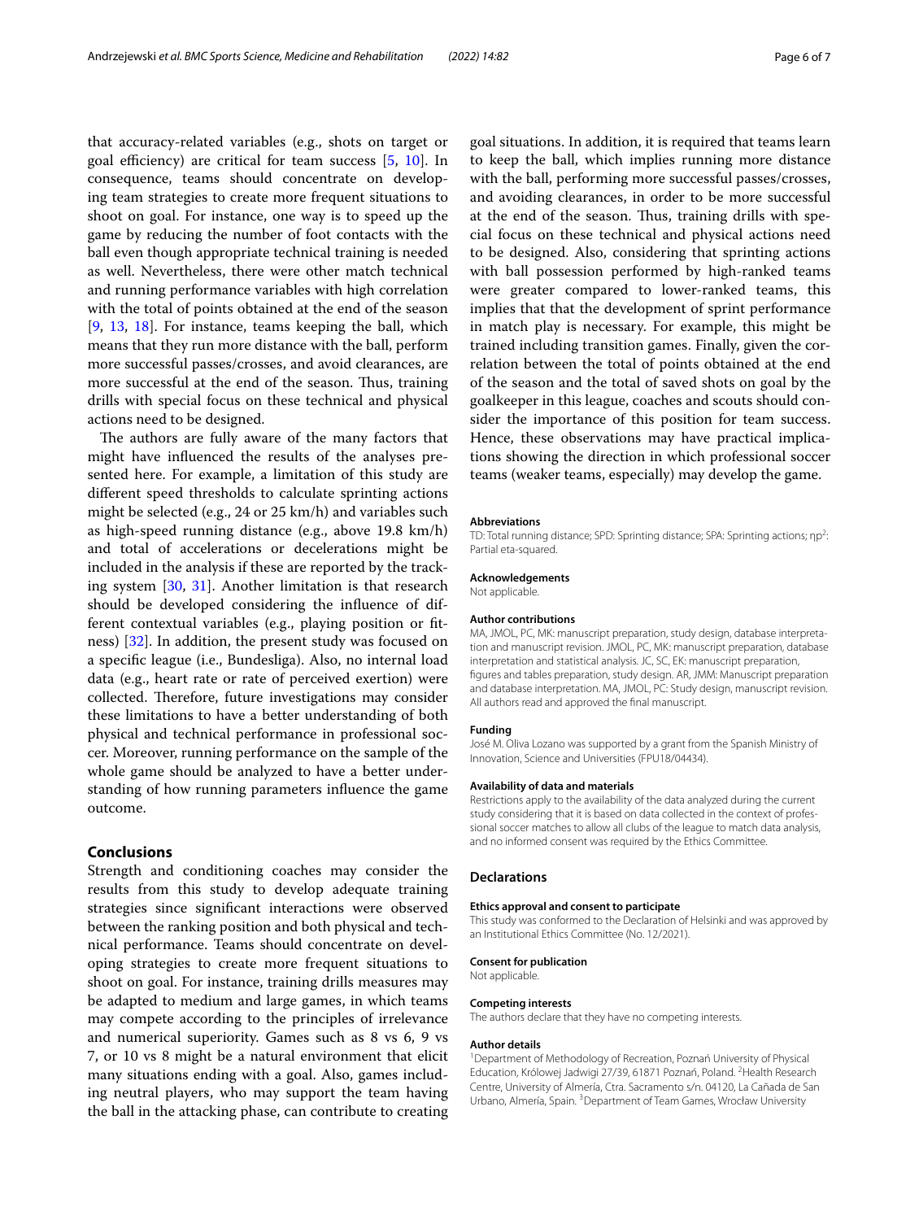that accuracy-related variables (e.g., shots on target or goal efficiency) are critical for team success [5, 10]. In consequence, teams should concentrate on developing team strategies to create more frequent situations to shoot on goal. For instance, one way is to speed up the game by reducing the number of foot contacts with the ball even though appropriate technical training is needed as well. Nevertheless, there were other match technical and running performance variables with high correlation with the total of points obtained at the end of the season [9, 13, 18]. For instance, teams keeping the ball, which means that they run more distance with the ball, perform more successful passes/crosses, and avoid clearances, are more successful at the end of the season. Thus, training drills with special focus on these technical and physical actions need to be designed.

The authors are fully aware of the many factors that might have influenced the results of the analyses presented here. For example, a limitation of this study are different speed thresholds to calculate sprinting actions might be selected (e.g., 24 or 25 km/h) and variables such as high-speed running distance (e.g., above 19.8 km/h) and total of accelerations or decelerations might be included in the analysis if these are reported by the tracking system [30, 31]. Another limitation is that research should be developed considering the influence of different contextual variables (e.g., playing position or fitness) [32]. In addition, the present study was focused on a specific league (i.e., Bundesliga). Also, no internal load data (e.g., heart rate or rate of perceived exertion) were collected. Therefore, future investigations may consider these limitations to have a better understanding of both physical and technical performance in professional soccer. Moreover, running performance on the sample of the whole game should be analyzed to have a better understanding of how running parameters influence the game outcome.

## Conclusions

Strength and conditioning coaches may consider the results from this study to develop adequate training strategies since significant interactions were observed between the ranking position and both physical and technical performance. Teams should concentrate on developing strategies to create more frequent situations to shoot on goal. For instance, training drills measures may be adapted to medium and large games, in which teams may compete according to the principles of irrelevance and numerical superiority. Games such as 8 vs 6, 9 vs 7, or 10 vs 8 might be a natural environment that elicit many situations ending with a goal. Also, games including neutral players, who may support the team having the ball in the attacking phase, can contribute to creating goal situations. In addition, it is required that teams learn to keep the ball, which implies running more distance with the ball, performing more successful passes/crosses, and avoiding clearances, in order to be more successful at the end of the season. Thus, training drills with special focus on these technical and physical actions need to be designed. Also, considering that sprinting actions with ball possession performed by high-ranked teams were greater compared to lower-ranked teams, this implies that that the development of sprint performance in match play is necessary. For example, this might be trained including transition games. Finally, given the correlation between the total of points obtained at the end of the season and the total of saved shots on goal by the goalkeeper in this league, coaches and scouts should consider the importance of this position for team success. Hence, these observations may have practical implications showing the direction in which professional soccer teams (weaker teams, especially) may develop the game.

#### Abbreviations

TD: Total running distance; SPD: Sprinting distance; SPA: Sprinting actions; $\eta p^2$: Partial eta-squared.

#### Acknowledgements

Not applicable.

#### Author contributions

MA, JMOL, PC, MK: manuscript preparation, study design, database interpretation and manuscript revision. JMOL, PC, MK: manuscript preparation, database interpretation and statistical analysis. JC, SC, EK: manuscript preparation, figures and tables preparation, study design. AR, JMM: Manuscript preparation and database interpretation. MA, JMOL, PC: Study design, manuscript revision. All authors read and approved the final manuscript.

#### Funding

José M. Oliva Lozano was supported by a grant from the Spanish Ministry of Innovation, Science and Universities (FPU18/04434).

#### Availability of data and materials

Restrictions apply to the availability of the data analyzed during the current study considering that it is based on data collected in the context of professional soccer matches to allow all clubs of the league to match data analysis, and no informed consent was required by the Ethics Committee.

### Declarations

#### Ethics approval and consent to participate

This study was conformed to the Declaration of Helsinki and was approved by an Institutional Ethics Committee (No. 12/2021).

#### Consent for publication

Not applicable.

#### Competing interests

The authors declare that they have no competing interests.

#### Author details

[1]Department of Methodology of Recreation, Poznań University of Physical Education, Królowej Jadwigi 27/39, 61871 Poznań, Poland. [2]Health Research Centre, University of Almería, Ctra. Sacramento s/n. 04120, La Cañada de San Urbano, Almería, Spain. [3]Department of Team Games, Wrocław University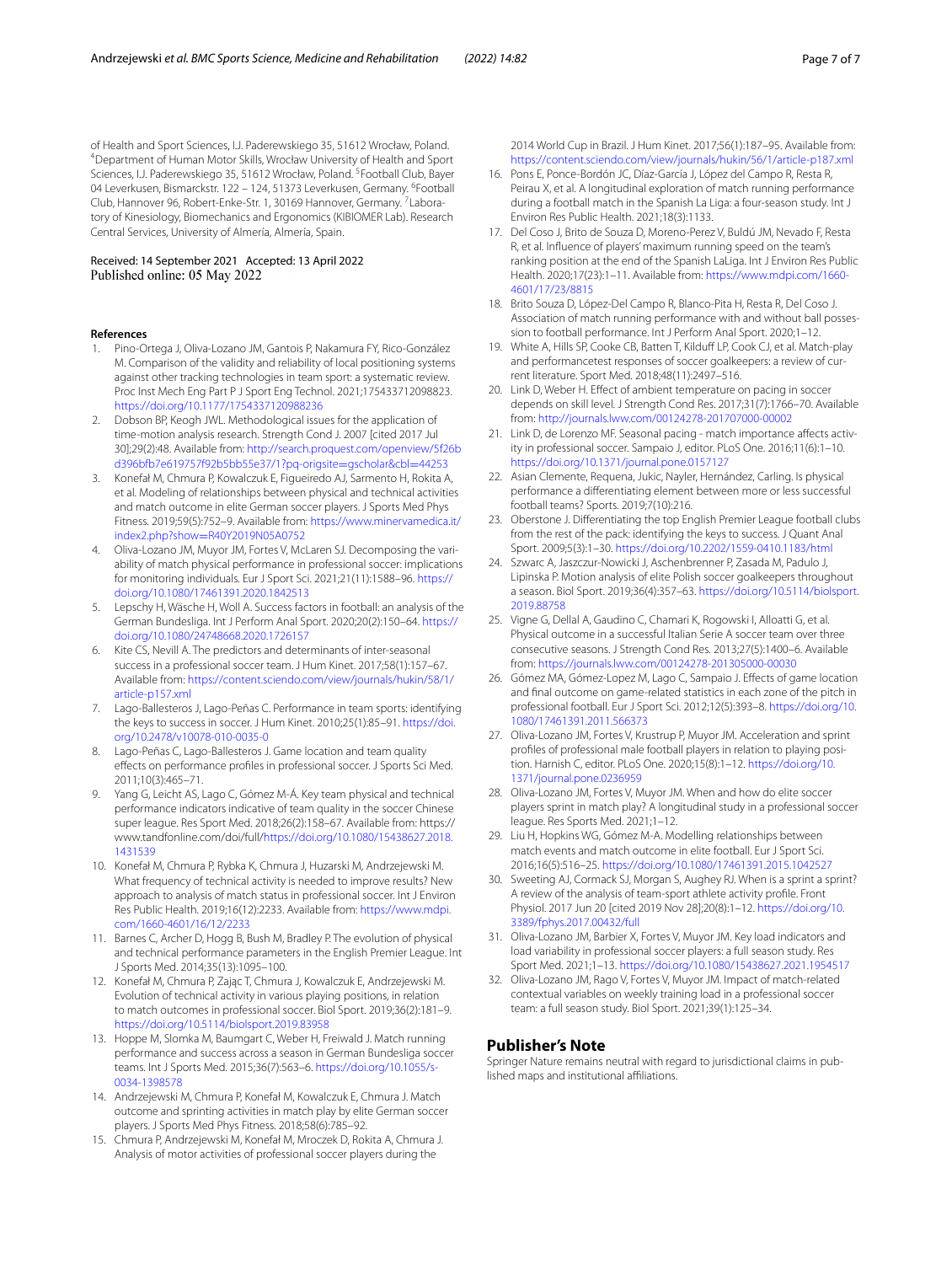of Health and Sport Sciences, I.J. Paderewskiego 35, 51612 Wrocław, Poland. [4]Department of Human Motor Skills, Wrocław University of Health and Sport Sciences, I.J. Paderewskiego 35, 51612 Wrocław, Poland. [5]Football Club, Bayer 04 Leverkusen, Bismarckstr. 122 – 124, 51373 Leverkusen, Germany. [6]Football Club, Hannover 96, Robert-Enke-Str. 1, 30169 Hannover, Germany. [7]Laboratory of Kinesiology, Biomechanics and Ergonomics (KIBIOMER Lab). Research Central Services, University of Almería, Almería, Spain.

Received: 14 September 2021 Accepted: 13 April 2022
Published online: 05 May 2022

## References

1. Pino-Ortega J, Oliva-Lozano JM, Gantois P, Nakamura FY, Rico-González M. Comparison of the validity and reliability of local positioning systems against other tracking technologies in team sport: a systematic review. Proc Inst Mech Eng Part P J Sport Eng Technol. 2021;175433712098823. https://doi.org/10.1177/1754337120988236
2. Dobson BP, Keogh JWL. Methodological issues for the application of time-motion analysis research. Strength Cond J. 2007 [cited 2017 Jul 30];29(2):48. Available from: http://search.proquest.com/openview/5f26bd396bfb7e619757f92b5bb55e37/1?pq-origsite=gscholar&cbl=44253
3. Konefał M, Chmura P, Kowalczuk E, Figueiredo AJ, Sarmento H, Rokita A, et al. Modeling of relationships between physical and technical activities and match outcome in elite German soccer players. J Sports Med Phys Fitness. 2019;59(5):752–9. Available from: https://www.minervamedica.it/index2.php?show=R40Y2019N05A0752
4. Oliva-Lozano JM, Muyor JM, Fortes V, McLaren SJ. Decomposing the variability of match physical performance in professional soccer: implications for monitoring individuals. Eur J Sport Sci. 2021;21(11):1588–96. https://doi.org/10.1080/17461391.2020.1842513
5. Lepschy H, Wäsche H, Woll A. Success factors in football: an analysis of the German Bundesliga. Int J Perform Anal Sport. 2020;20(2):150–64. https://doi.org/10.1080/24748668.2020.1726157
6. Kite CS, Nevill A. The predictors and determinants of inter-seasonal success in a professional soccer team. J Hum Kinet. 2017;58(1):157–67. Available from: https://content.sciendo.com/view/journals/hukin/58/1/article-p157.xml
7. Lago-Ballesteros J, Lago-Peñas C. Performance in team sports: identifying the keys to success in soccer. J Hum Kinet. 2010;25(1):85–91. https://doi.org/10.2478/v10078-010-0035-0
8. Lago-Peñas C, Lago-Ballesteros J. Game location and team quality effects on performance profiles in professional soccer. J Sports Sci Med. 2011;10(3):465–71.
9. Yang G, Leicht AS, Lago C, Gómez M-Á. Key team physical and technical performance indicators indicative of team quality in the soccer Chinese super league. Res Sport Med. 2018;26(2):158–67. Available from: https://www.tandfonline.com/doi/full/https://doi.org/10.1080/15438627.2018.1431539
10. Konefał M, Chmura P, Rybka K, Chmura J, Huzarski M, Andrzejewski M. What frequency of technical activity is needed to improve results? New approach to analysis of match status in professional soccer. Int J Environ Res Public Health. 2019;16(12):2233. Available from: https://www.mdpi.com/1660-4601/16/12/2233
11. Barnes C, Archer D, Hogg B, Bush M, Bradley P. The evolution of physical and technical performance parameters in the English Premier League. Int J Sports Med. 2014;35(13):1095–100.
12. Konefał M, Chmura P, Zając T, Chmura J, Kowalczuk E, Andrzejewski M. Evolution of technical activity in various playing positions, in relation to match outcomes in professional soccer. Biol Sport. 2019;36(2):181–9. https://doi.org/10.5114/biolsport.2019.83958
13. Hoppe M, Slomka M, Baumgart C, Weber H, Freiwald J. Match running performance and success across a season in German Bundesliga soccer teams. Int J Sports Med. 2015;36(7):563–6. https://doi.org/10.1055/s-0034-1398578
14. Andrzejewski M, Chmura P, Konefał M, Kowalczuk E, Chmura J. Match outcome and sprinting activities in match play by elite German soccer players. J Sports Med Phys Fitness. 2018;58(6):785–92.
15. Chmura P, Andrzejewski M, Konefał M, Mroczek D, Rokita A, Chmura J. Analysis of motor activities of professional soccer players during the 2014 World Cup in Brazil. J Hum Kinet. 2017;56(1):187–95. Available from: https://content.sciendo.com/view/journals/hukin/56/1/article-p187.xml
16. Pons E, Ponce-Bordón JC, Díaz-García J, López del Campo R, Resta R, Peirau X, et al. A longitudinal exploration of match running performance during a football match in the Spanish La Liga: a four-season study. Int J Environ Res Public Health. 2021;18(3):1133.
17. Del Coso J, Brito de Souza D, Moreno-Perez V, Buldú JM, Nevado F, Resta R, et al. Influence of players' maximum running speed on the team's ranking position at the end of the Spanish LaLiga. Int J Environ Res Public Health. 2020;17(23):1–11. Available from: https://www.mdpi.com/1660-4601/17/23/8815
18. Brito Souza D, López-Del Campo R, Blanco-Pita H, Resta R, Del Coso J. Association of match running performance with and without ball possession to football performance. Int J Perform Anal Sport. 2020;1–12.
19. White A, Hills SP, Cooke CB, Batten T, Kilduff LP, Cook CJ, et al. Match-play and performancetest responses of soccer goalkeepers: a review of current literature. Sport Med. 2018;48(11):2497–516.
20. Link D, Weber H. Effect of ambient temperature on pacing in soccer depends on skill level. J Strength Cond Res. 2017;31(7):1766–70. Available from: http://journals.lww.com/00124278-201707000-00002
21. Link D, de Lorenzo MF. Seasonal pacing - match importance affects activity in professional soccer. Sampaio J, editor. PLoS One. 2016;11(6):1–10. https://doi.org/10.1371/journal.pone.0157127
22. Asian Clemente, Requena, Jukic, Nayler, Hernández, Carling. Is physical performance a differentiating element between more or less successful football teams? Sports. 2019;7(10):216.
23. Oberstone J. Differentiating the top English Premier League football clubs from the rest of the pack: identifying the keys to success. J Quant Anal Sport. 2009;5(3):1–30. https://doi.org/10.2202/1559-0410.1183/html
24. Szwarc A, Jaszczur-Nowicki J, Aschenbrenner P, Zasada M, Padulo J, Lipinska P. Motion analysis of elite Polish soccer goalkeepers throughout a season. Biol Sport. 2019;36(4):357–63. https://doi.org/10.5114/biolsport.2019.88758
25. Vigne G, Dellal A, Gaudino C, Chamari K, Rogowski I, Alloatti G, et al. Physical outcome in a successful Italian Serie A soccer team over three consecutive seasons. J Strength Cond Res. 2013;27(5):1400–6. Available from: https://journals.lww.com/00124278-201305000-00030
26. Gómez MA, Gómez-Lopez M, Lago C, Sampaio J. Effects of game location and final outcome on game-related statistics in each zone of the pitch in professional football. Eur J Sport Sci. 2012;12(5):393–8. https://doi.org/10.1080/17461391.2011.566373
27. Oliva-Lozano JM, Fortes V, Krustrup P, Muyor JM. Acceleration and sprint profiles of professional male football players in relation to playing position. Harnish C, editor. PLoS One. 2020;15(8):1–12. https://doi.org/10.1371/journal.pone.0236959
28. Oliva-Lozano JM, Fortes V, Muyor JM. When and how do elite soccer players sprint in match play? A longitudinal study in a professional soccer league. Res Sports Med. 2021;1–12.
29. Liu H, Hopkins WG, Gómez M-A. Modelling relationships between match events and match outcome in elite football. Eur J Sport Sci. 2016;16(5):516–25. https://doi.org/10.1080/17461391.2015.1042527
30. Sweeting AJ, Cormack SJ, Morgan S, Aughey RJ. When is a sprint a sprint? A review of the analysis of team-sport athlete activity profile. Front Physiol. 2017 Jun 20 [cited 2019 Nov 28];20(8):1–12. https://doi.org/10.3389/fphys.2017.00432/full
31. Oliva-Lozano JM, Barbier X, Fortes V, Muyor JM. Key load indicators and load variability in professional soccer players: a full season study. Res Sport Med. 2021;1–13. https://doi.org/10.1080/15438627.2021.1954517
32. Oliva-Lozano JM, Rago V, Fortes V, Muyor JM. Impact of match-related contextual variables on weekly training load in a professional soccer team: a full season study. Biol Sport. 2021;39(1):125–34.

## Publisher's Note

Springer Nature remains neutral with regard to jurisdictional claims in published maps and institutional affiliations.